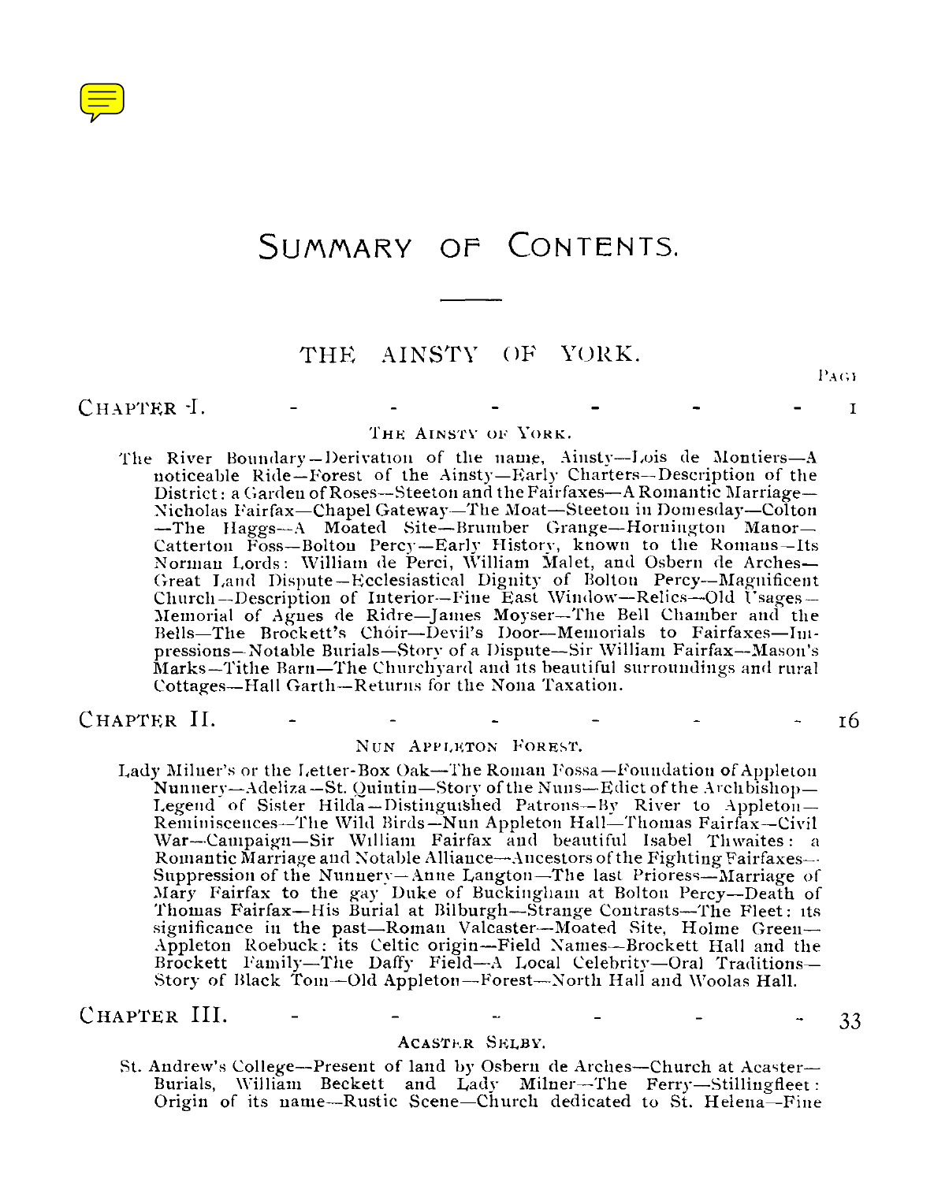# SUMMARY OF CONTENTS.

## THE AINSTY OF YORK.

PAGE

### CHAPTER I. - - - - - - - 1

THE AINSTY OF YORK.

The River Boundary—Derivation of the name, Ainsty—Lois de Montiers—A noticeable Ride—Forest of the Ainsty—Early Charters—Description of the District: a Garden of Roses—Steeton and the Fairfaxes—A Romantic Marriage—Nicholas Fairfax—Chapel Gateway—The Moat—Steeton in Domesday—Colton—The Haggs—A Moated Site—Brumber Grange—Hornington Manor—Catterton Foss—Bolton Percy—Early History, known to the Romans—Its Norman Lords: William de Perci, William Malet, and Osbern de Arches—Great Land Dispute—Ecclesiastical Dignity of Bolton Percy—Magnificent Church—Description of Interior—Fine East Window—Relics—Old Usages—Memorial of Agnes de Ridre—James Moyser—The Bell Chamber and the Bells—The Brockett's Chóir—Devil's Door—Memorials to Fairfaxes—Impressions—Notable Burials—Story of a Dispute—Sir William Fairfax—Mason's Marks—Tithe Barn—The Churchyard and its beautiful surroundings and rural Cottages—Hall Garth—Returns for the Nona Taxation.

### CHAPTER II. - - - - - - - 16

NUN APPLETON FOREST.

Lady Milner's or the Letter-Box Oak—The Roman Fossa—Foundation of Appleton Nunnery—Adeliza—St. Quintin—Story of the Nuns—Edict of the Archbishop—Legend of Sister Hilda—Distinguished Patrons—By River to Appleton—Reminiscences—The Wild Birds—Nun Appleton Hall—Thomas Fairfax—Civil War—Campaign—Sir William Fairfax and beautiful Isabel Thwaites: a Romantic Marriage and Notable Alliance—Ancestors of the Fighting Fairfaxes—Suppression of the Nunnery—Anne Langton—The last Prioress—Marriage of Mary Fairfax to the gay Duke of Buckingham at Bolton Percy—Death of Thomas Fairfax—His Burial at Bilburgh—Strange Contrasts—The Fleet: its significance in the past—Roman Valcaster—Moated Site, Holme Green—Appleton Roebuck: its Celtic origin—Field Names—Brockett Hall and the Brockett Family—The Daffy Field—A Local Celebrity—Oral Traditions—Story of Black Tom—Old Appleton—Forest—North Hall and Woolas Hall.

### CHAPTER III. - - - - - - - 33

ACASTER SELBY.

St. Andrew's College—Present of land by Osbern de Arches—Church at Acaster—Burials, William Beckett and Lady Milner—The Ferry—Stillingfleet: Origin of its name—Rustic Scene—Church dedicated to St. Helena—Fine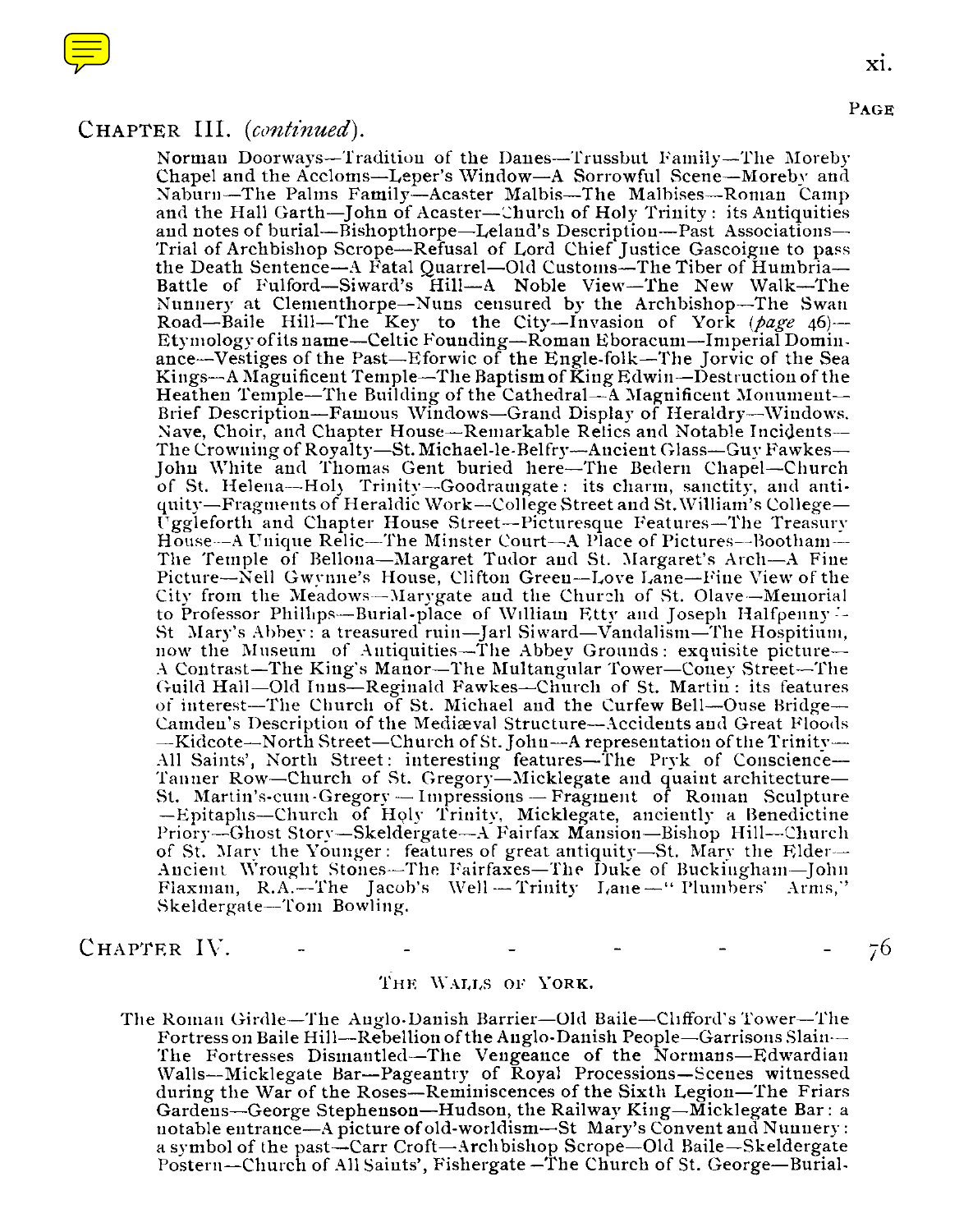## CHAPTER III. (*continued*).

Norman Doorways—Tradition of the Danes—Trussbut Family—The Moreby Chapel and the Accloms—Leper's Window—A Sorrowful Scene—Moreby and Naburn—The Palms Family—Acaster Malbis—The Malbises—Roman Camp and the Hall Garth—John of Acaster—Church of Holy Trinity: its Antiquities and notes of burial—Bishopthorpe—Leland's Description—Past Associations—Trial of Archbishop Scrope—Refusal of Lord Chief Justice Gascoigne to pass the Death Sentence—A Fatal Quarrel—Old Customs—The Tiber of Humbria—Battle of Fulford—Siward's Hill—A Noble View—The New Walk—The Nunnery at Clementhorpe—Nuns censured by the Archbishop—The Swan Road—Baile Hill—The Key to the City—Invasion of York (*page* 46)—Etymology of its name—Celtic Founding—Roman Eboracum—Imperial Dominance—Vestiges of the Past—Eforwic of the Engle-folk—The Jorvic of the Sea Kings—A Magnificent Temple—The Baptism of King Edwin—Destruction of the Heathen Temple—The Building of the Cathedral—A Magnificent Monument—Brief Description—Famous Windows—Grand Display of Heraldry—Windows. Nave, Choir, and Chapter House—Remarkable Relics and Notable Incidents—The Crowning of Royalty—St. Michael-le-Belfry—Ancient Glass—Guy Fawkes—John White and Thomas Gent buried here—The Bedern Chapel—Church of St. Helena—Holy Trinity—Goodramgate: its charm, sanctity, and antiquity—Fragments of Heraldic Work—College Street and St. William's College—Uggleforth and Chapter House Street—Picturesque Features—The Treasury House—A Unique Relic—The Minster Court—A Place of Pictures—Bootham—The Temple of Bellona—Margaret Tudor and St. Margaret's Arch—A Fine Picture—Nell Gwynne's House, Clifton Green—Love Lane—Fine View of the City from the Meadows—Marygate and the Church of St. Olave—Memorial to Professor Phillips—Burial-place of William Etty and Joseph Halfpenny—St Mary's Abbey: a treasured ruin—Jarl Siward—Vandalism—The Hospitium, now the Museum of Antiquities—The Abbey Grounds: exquisite picture—A Contrast—The King's Manor—The Multangular Tower—Coney Street—The Guild Hall—Old Inns—Reginald Fawkes—Church of St. Martin: its features of interest—The Church of St. Michael and the Curfew Bell—Ouse Bridge—Camden's Description of the Mediæval Structure—Accidents and Great Floods—Kidcote—North Street—Church of St. John—A representation of the Trinity—All Saints', North Street: interesting features—The Pryk of Conscience—Tanner Row—Church of St. Gregory—Micklegate and quaint architecture—St. Martin's-cum-Gregory — Impressions — Fragment of Roman Sculpture—Epitaphs—Church of Holy Trinity, Micklegate, anciently a Benedictine Priory—Ghost Story—Skeldergate—A Fairfax Mansion—Bishop Hill—Church of St. Mary the Younger: features of great antiquity—St. Mary the Elder—Ancient Wrought Stones—The Fairfaxes—The Duke of Buckingham—John Flaxman, R.A.—The Jacob's Well — Trinity Lane — "Plumbers' Arms," Skeldergate—Tom Bowling.

## CHAPTER IV. - - - - - - - 76

### THE WALLS OF YORK.

The Roman Girdle—The Anglo-Danish Barrier—Old Baile—Clifford's Tower—The Fortress on Baile Hill—Rebellion of the Anglo-Danish People—Garrisons Slain—The Fortresses Dismantled—The Vengeance of the Normans—Edwardian Walls—Micklegate Bar—Pageantry of Royal Processions—Scenes witnessed during the War of the Roses—Reminiscences of the Sixth Legion—The Friars Gardens—George Stephenson—Hudson, the Railway King—Micklegate Bar: a notable entrance—A picture of old-worldism—St Mary's Convent and Nunnery: a symbol of the past—Carr Croft—Archbishop Scrope—Old Baile—Skeldergate Postern—Church of All Saints', Fishergate—The Church of St. George—Burial-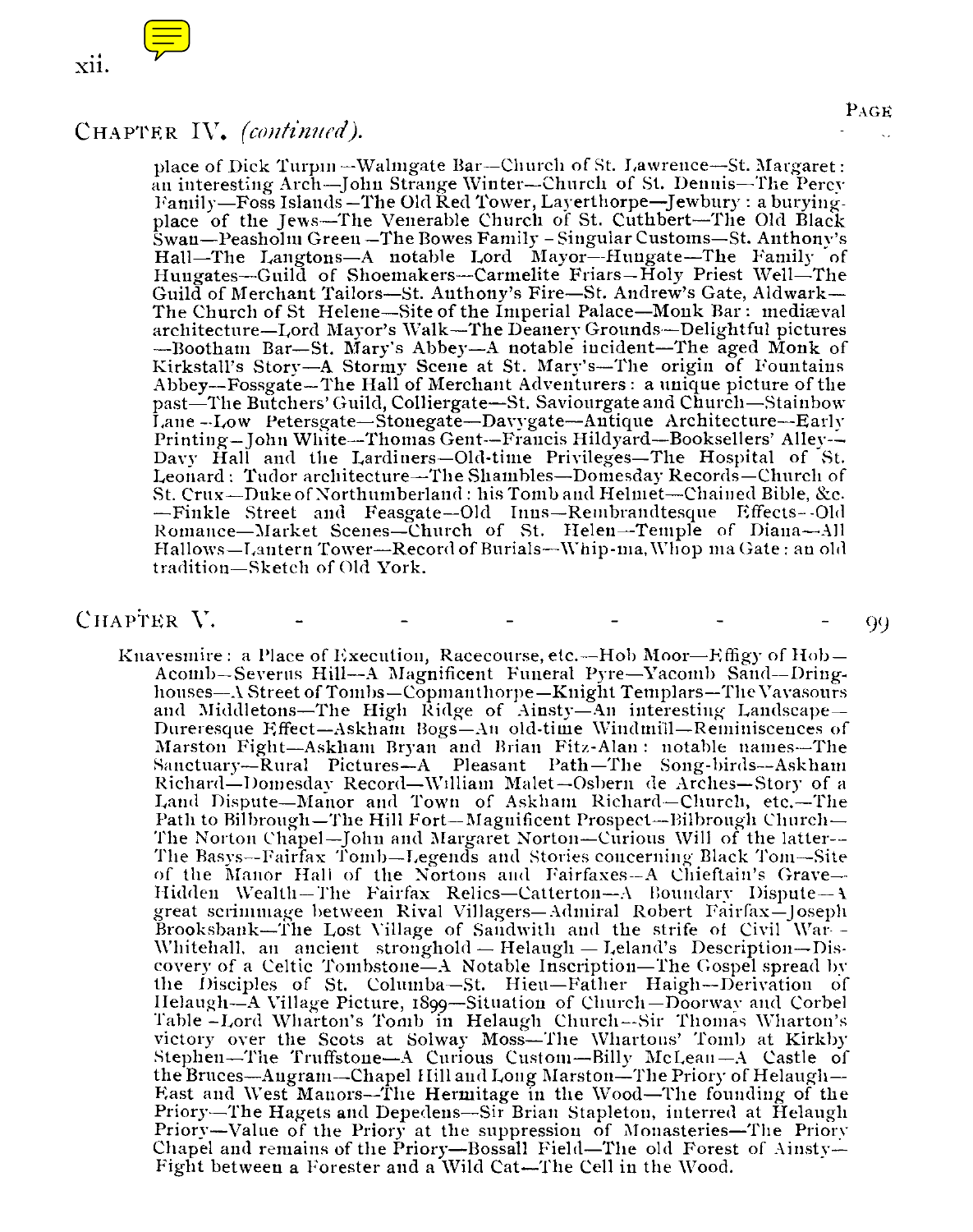## CHAPTER IV. *(continued).*

PAGE

place of Dick Turpin—Walmgate Bar—Church of St. Lawrence—St. Margaret: an interesting Arch—John Strange Winter—Church of St. Dennis—The Percy Family—Foss Islands—The Old Red Tower, Layerthorpe—Jewbury: a burying-place of the Jews—The Venerable Church of St. Cuthbert—The Old Black Swan—Peasholm Green—The Bowes Family—Singular Customs—St. Anthony's Hall—The Langtons—A notable Lord Mayor—Hungate—The Family of Hungates—Guild of Shoemakers—Carmelite Friars—Holy Priest Well—The Guild of Merchant Tailors—St. Anthony's Fire—St. Andrew's Gate, Aldwark—The Church of St Helene—Site of the Imperial Palace—Monk Bar: mediæval architecture—Lord Mayor's Walk—The Deanery Grounds—Delightful pictures—Bootham Bar—St. Mary's Abbey—A notable incident—The aged Monk of Kirkstall's Story—A Stormy Scene at St. Mary's—The origin of Fountains Abbey—Fossgate—The Hall of Merchant Adventurers: a unique picture of the past—The Butchers' Guild, Colliergate—St. Saviourgate and Church—Stainbow Lane—Low Petersgate—Stonegate—Davygate—Antique Architecture—Early Printing—John White—Thomas Gent—Francis Hildyard—Booksellers' Alley—Davy Hall and the Lardiners—Old-time Privileges—The Hospital of St. Leonard: Tudor architecture—The Shambles—Domesday Records—Church of St. Crux—Duke of Northumberland: his Tomb and Helmet—Chained Bible, &c.—Finkle Street and Feasgate—Old Inns—Rembrandtesque Effects—Old Romance—Market Scenes—Church of St. Helen—Temple of Diana—All Hallows—Lantern Tower—Record of Burials—Whip-ma, Whop ma Gate: an old tradition—Sketch of Old York.

## CHAPTER V. - - - - - - - - 99

Knavesmire: a Place of Execution, Racecourse, etc.—Hob Moor—Effigy of Hob—Acomb—Severus Hill—A Magnificent Funeral Pyre—Yacomb Sand—Dringhouses—A Street of Tombs—Copmanthorpe—Knight Templars—The Vavasours and Middletons—The High Ridge of Ainsty—An interesting Landscape—Durerésque Effect—Askham Bogs—An old-time Windmill—Reminiscences of Marston Fight—Askham Bryan and Brian Fitz-Alan: notable names—The Sanctuary—Rural Pictures—A Pleasant Path—The Song-birds—Askham Richard—Domesday Record—William Malet—Osbern de Arches—Story of a Land Dispute—Manor and Town of Askham Richard—Church, etc.—The Path to Bilbrough—The Hill Fort—Magnificent Prospect—Bilbrough Church—The Norton Chapel—John and Margaret Norton—Curious Will of the latter—The Basys—Fairfax Tomb—Legends and Stories concerning Black Tom—Site of the Manor Hall of the Nortons and Fairfaxes—A Chieftain's Grave—Hidden Wealth—The Fairfax Relics—Catterton—A Boundary Dispute—A great scrimmage between Rival Villagers—Admiral Robert Fairfax—Joseph Brooksbank—The Lost Village of Sandwith and the strife of Civil War—Whitehall, an ancient stronghold—Helaugh—Leland's Description—Discovery of a Celtic Tombstone—A Notable Inscription—The Gospel spread by the Disciples of St. Columba—St. Hieu—Father Haigh—Derivation of Helaugh—A Village Picture, 1899—Situation of Church—Doorway and Corbel Table—Lord Wharton's Tomb in Helaugh Church—Sir Thomas Wharton's victory over the Scots at Solway Moss—The Whartons' Tomb at Kirkby Stephen—The Truffstone—A Curious Custom—Billy McLean—A Castle of the Bruces—Angram—Chapel Hill and Long Marston—The Priory of Helaugh—East and West Manors—The Hermitage in the Wood—The founding of the Priory—The Hagets and Depedens—Sir Brian Stapleton, interred at Helaugh Priory—Value of the Priory at the suppression of Monasteries—The Priory Chapel and remains of the Priory—Bossall Field—The old Forest of Ainsty—Fight between a Forester and a Wild Cat—The Cell in the Wood.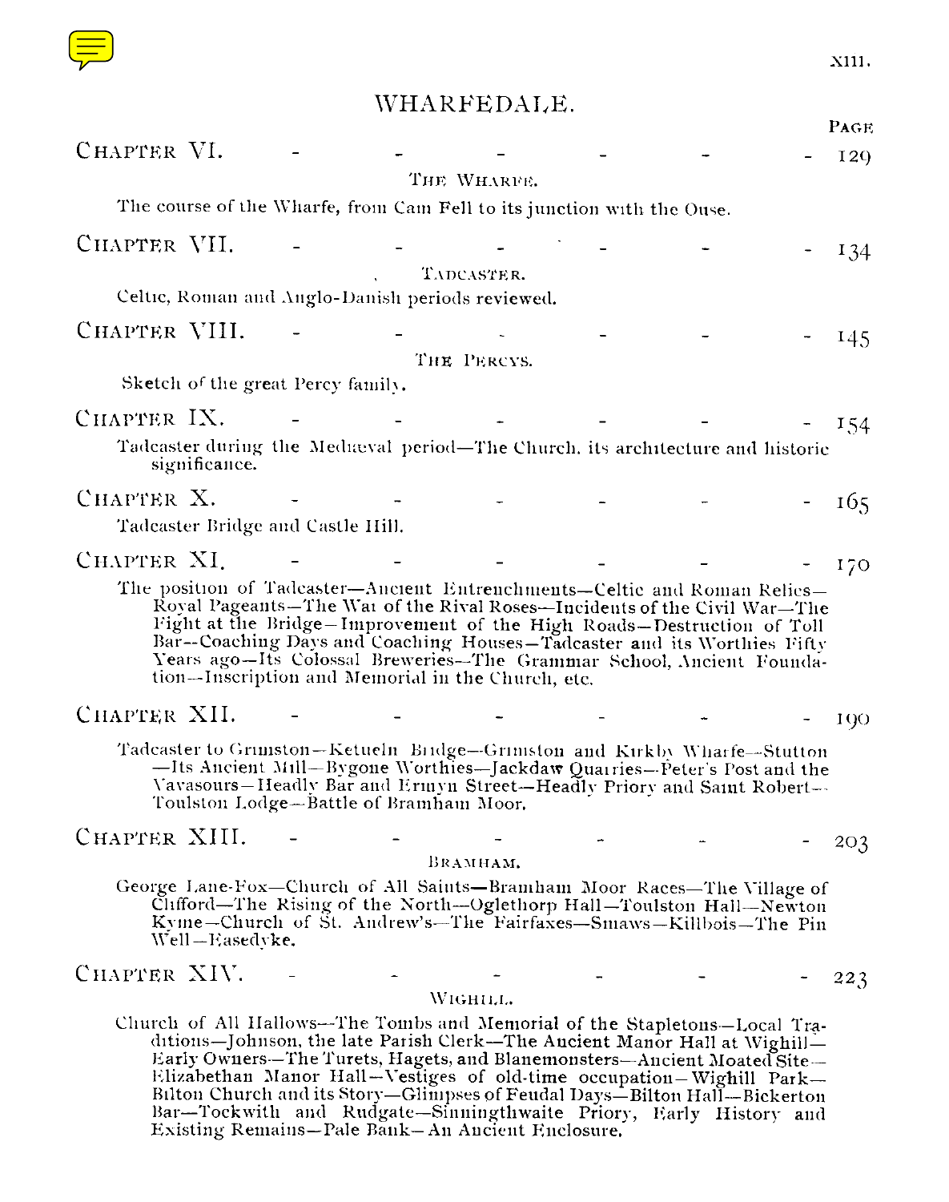# WHARFEDALE.

| | PAGE |
|---|---|
| CHAPTER VI. - - - - - - - | 129 |

THE WHARFE.

The course of the Wharfe, from Cam Fell to its junction with the Ouse.

CHAPTER VII. - - - - - - - 134

TADCASTER.

Celtic, Roman and Anglo-Danish periods reviewed.

CHAPTER VIII. - - - - - - - 145

THE PERCYS.

Sketch of the great Percy family.

CHAPTER IX. - - - - - - - 154

Tadcaster during the Mediaeval period—The Church, its architecture and historic significance.

CHAPTER X. - - - - - - - 165

Tadcaster Bridge and Castle Hill.

CHAPTER XI. - - - - - - - 170

The position of Tadcaster—Ancient Entrenchments—Celtic and Roman Relics—Royal Pageants—The War of the Rival Roses—Incidents of the Civil War—The Fight at the Bridge—Improvement of the High Roads—Destruction of Toll Bar—Coaching Days and Coaching Houses—Tadcaster and its Worthies Fifty Years ago—Its Colossal Breweries—The Grammar School, Ancient Foundation—Inscription and Memorial in the Church, etc.

CHAPTER XII. - - - - - - - 190

Tadcaster to Grimston—Ketueln Bridge—Grimston and Kirkby Wharfe—Stutton—Its Ancient Mill—Bygone Worthies—Jackdaw Quarries—Peter's Post and the Vavasours—Headly Bar and Ermyn Street—Headly Priory and Saint Robert—Toulston Lodge—Battle of Bramham Moor.

CHAPTER XIII. - - - - - - - 203

BRAMHAM.

George Lane-Fox—Church of All Saints—Bramham Moor Races—The Village of Clifford—The Rising of the North—Oglethorp Hall—Toulston Hall—Newton Kyme—Church of St. Andrew's—The Fairfaxes—Smaws—Killbois—The Pin Well—Easedyke.

CHAPTER XIV. - - - - - - - 223

WIGHILL.

Church of All Hallows—The Tombs and Memorial of the Stapletons—Local Traditions—Johnson, the late Parish Clerk—The Ancient Manor Hall at Wighill—Early Owners—The Turets, Hagets, and Blanemonsters—Ancient Moated Site—Elizabethan Manor Hall—Vestiges of old-time occupation—Wighill Park—Bilton Church and its Story—Glimpses of Feudal Days—Bilton Hall—Bickerton Bar—Tockwith and Rudgate—Sinningthwaite Priory, Early History and Existing Remains—Pale Bank—An Ancient Enclosure.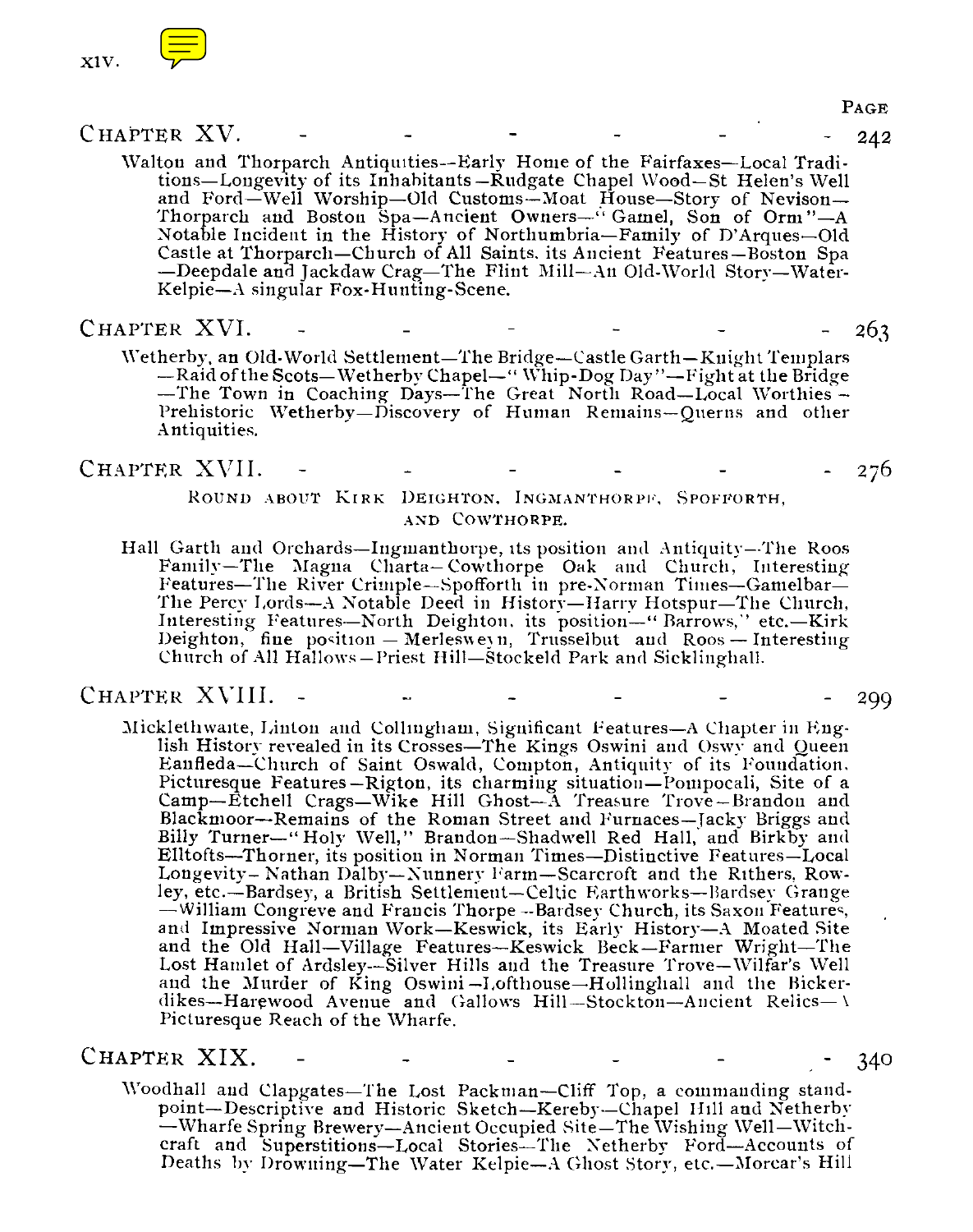PAGE

## CHAPTER XV. - - - - - - - 242

Walton and Thorparch Antiquities—Early Home of the Fairfaxes—Local Traditions—Longevity of its Inhabitants—Rudgate Chapel Wood—St Helen's Well and Ford—Well Worship—Old Customs—Moat House—Story of Nevison—Thorparch and Boston Spa—Ancient Owners—"Gamel, Son of Orm"—A Notable Incident in the History of Northumbria—Family of D'Arques—Old Castle at Thorparch—Church of All Saints, its Ancient Features—Boston Spa—Deepdale and Jackdaw Crag—The Flint Mill—An Old-World Story—Water-Kelpie—A singular Fox-Hunting-Scene.

## CHAPTER XVI. - - - - - - - 263

Wetherby, an Old-World Settlement—The Bridge—Castle Garth—Knight Templars—Raid of the Scots—Wetherby Chapel—"Whip-Dog Day"—Fight at the Bridge—The Town in Coaching Days—The Great North Road—Local Worthies—Prehistoric Wetherby—Discovery of Human Remains—Querns and other Antiquities.

## CHAPTER XVII. - - - - - - - 276

ROUND ABOUT KIRK DEIGHTON, INGMANTHORPE, SPOFFORTH, AND COWTHORPE.

Hall Garth and Orchards—Ingmanthorpe, its position and Antiquity—The Roos Family—The Magna Charta—Cowthorpe Oak and Church, Interesting Features—The River Crimple—Spofforth in pre-Norman Times—Gamelbar—The Percy Lords—A Notable Deed in History—Harry Hotspur—The Church, Interesting Features—North Deighton, its position—"Barrows," etc.—Kirk Deighton, fine position—Merlesweyn, Trusselbut and Roos—Interesting Church of All Hallows—Priest Hill—Stockeld Park and Sicklinghall.

## CHAPTER XVIII. - - - - - - - 299

Micklethwaite, Linton and Collingham, Significant Features—A Chapter in English History revealed in its Crosses—The Kings Oswini and Oswy and Queen Eanfleda—Church of Saint Oswald, Compton, Antiquity of its Foundation, Picturesque Features—Rigton, its charming situation—Pompocali, Site of a Camp—Etchell Crags—Wike Hill Ghost—A Treasure Trove—Brandon and Blackmoor—Remains of the Roman Street and Furnaces—Jacky Briggs and Billy Turner—"Holy Well," Brandon—Shadwell Red Hall, and Birkby and Elltofts—Thorner, its position in Norman Times—Distinctive Features—Local Longevity—Nathan Dalby—Nunnery Farm—Scarcroft and the Rithers, Rowley, etc.—Bardsey, a British Settlement—Celtic Earthworks—Bardsey Grange—William Congreve and Francis Thorpe—Bardsey Church, its Saxon Features, and Impressive Norman Work—Keswick, its Early History—A Moated Site and the Old Hall—Village Features—Keswick Beck—Farmer Wright—The Lost Hamlet of Ardsley—Silver Hills and the Treasure Trove—Wilfar's Well and the Murder of King Oswini—Lofthouse—Hollinghall and the Bickerdikes—Harewood Avenue and Gallows Hill—Stockton—Ancient Relics—A Picturesque Reach of the Wharfe.

## CHAPTER XIX. - - - - - - - 340

Woodhall and Clapgates—The Lost Packman—Cliff Top, a commanding standpoint—Descriptive and Historic Sketch—Kereby—Chapel Hill and Netherby—Wharfe Spring Brewery—Ancient Occupied Site—The Wishing Well—Witchcraft and Superstitions—Local Stories—The Netherby Ford—Accounts of Deaths by Drowning—The Water Kelpie—A Ghost Story, etc.—Morcar's Hill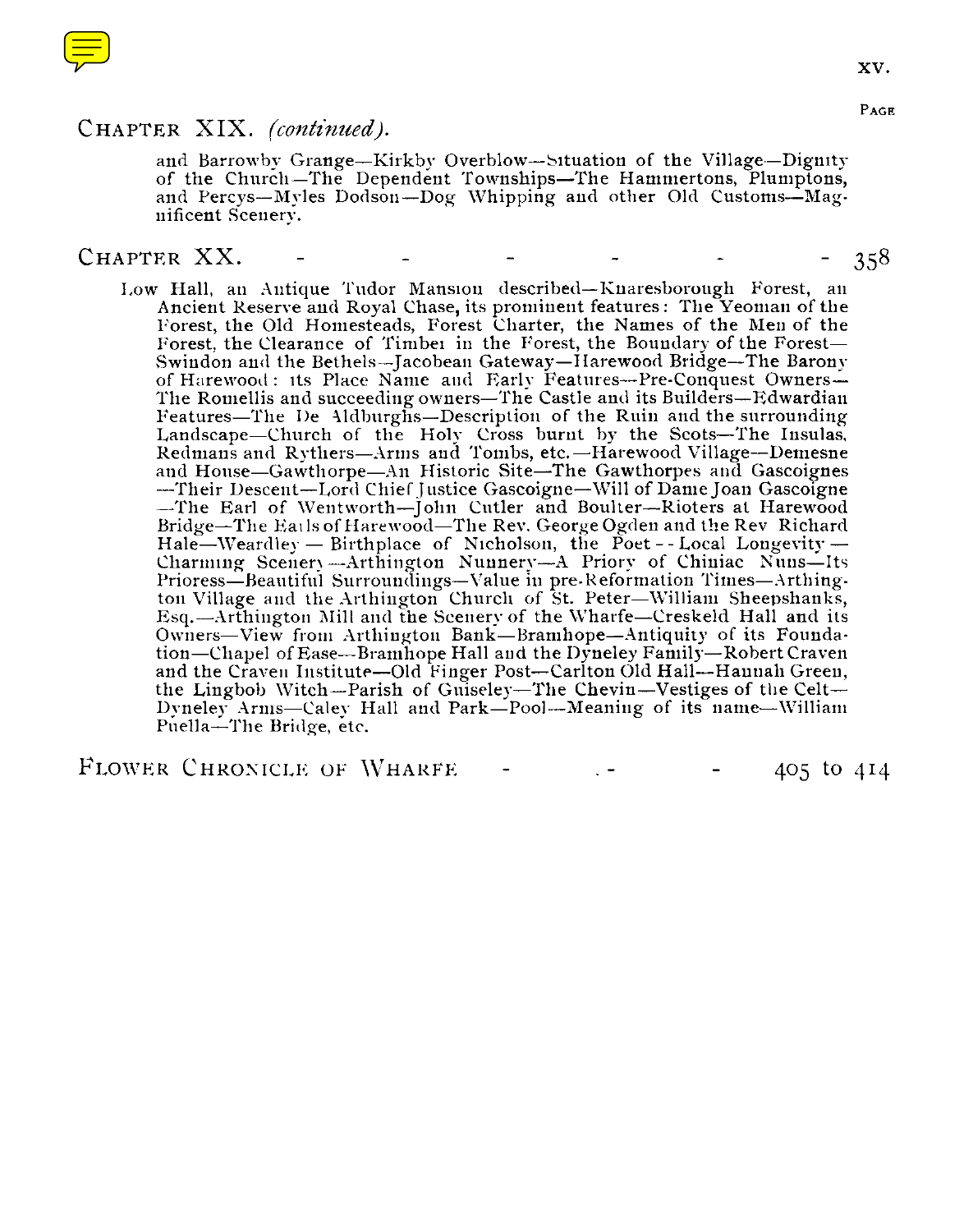PAGE

CHAPTER XIX. *(continued).*

and Barrowby Grange—Kirkby Overblow—Situation of the Village—Dignity of the Church—The Dependent Townships—The Hammertons, Plumptons, and Percys—Myles Dodson—Dog Whipping and other Old Customs—Magnificent Scenery.

CHAPTER XX. - - - - - - - 358

Low Hall, an Antique Tudor Mansion described—Knaresborough Forest, an Ancient Reserve and Royal Chase, its prominent features: The Yeoman of the Forest, the Old Homesteads, Forest Charter, the Names of the Men of the Forest, the Clearance of Timber in the Forest, the Boundary of the Forest—Swindon and the Bethels—Jacobean Gateway—Harewood Bridge—The Barony of Harewood: its Place Name and Early Features—Pre-Conquest Owners—The Romellis and succeeding owners—The Castle and its Builders—Edwardian Features—The De Aldburghs—Description of the Ruin and the surrounding Landscape—Church of the Holy Cross burnt by the Scots—The Insulas, Redmans and Rythers—Arms and Tombs, etc.—Harewood Village—Demesne and House—Gawthorpe—An Historic Site—The Gawthorpes and Gascoignes—Their Descent—Lord Chief Justice Gascoigne—Will of Dame Joan Gascoigne—The Earl of Wentworth—John Cutler and Boulter—Rioters at Harewood Bridge—The Earls of Harewood—The Rev. George Ogden and the Rev Richard Hale—Weardley — Birthplace of Nicholson, the Poet - - Local Longevity — Charming Scenery—Arthington Nunnery—A Priory of Chiniac Nuns—Its Prioress—Beautiful Surroundings—Value in pre-Reformation Times—Arthington Village and the Arthington Church of St. Peter—William Sheepshanks, Esq.—Arthington Mill and the Scenery of the Wharfe—Creskeld Hall and its Owners—View from Arthington Bank—Bramhope—Antiquity of its Foundation—Chapel of Ease—Bramhope Hall and the Dyneley Family—Robert Craven and the Craven Institute—Old Finger Post—Carlton Old Hall—Hannah Green, the Lingbob Witch—Parish of Guiseley—The Chevin—Vestiges of the Celt—Dyneley Arms—Caley Hall and Park—Pool—Meaning of its name—William Puella—The Bridge, etc.

FLOWER CHRONICLE OF WHARFE - - - 405 to 414